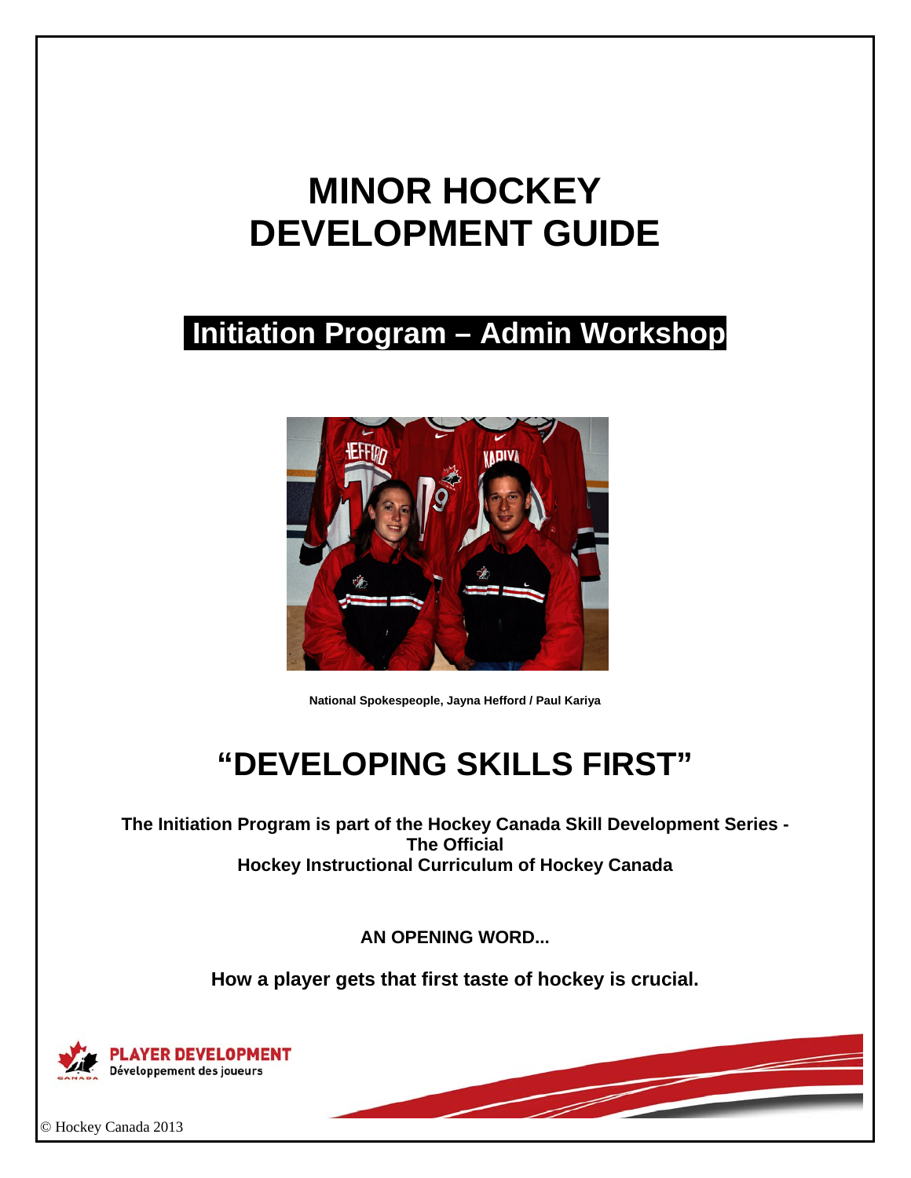# MINOR HOCKEY DEVELOPMENT GUIDE

## Initiation Program – Admin Workshop

National Spokespeople, Jayna Hefford / Paul Kariya

# "DEVELOPING SKILLS FIRST"

**The Initiation Program is part of the Hockey Canada Skill Development Series - The Official Hockey Instructional Curriculum of Hockey Canada**

**AN OPENING WORD...**

**How a player gets that first taste of hockey is crucial.**

PLAYER DEVELOPMENT
Développement des joueurs

© Hockey Canada 2013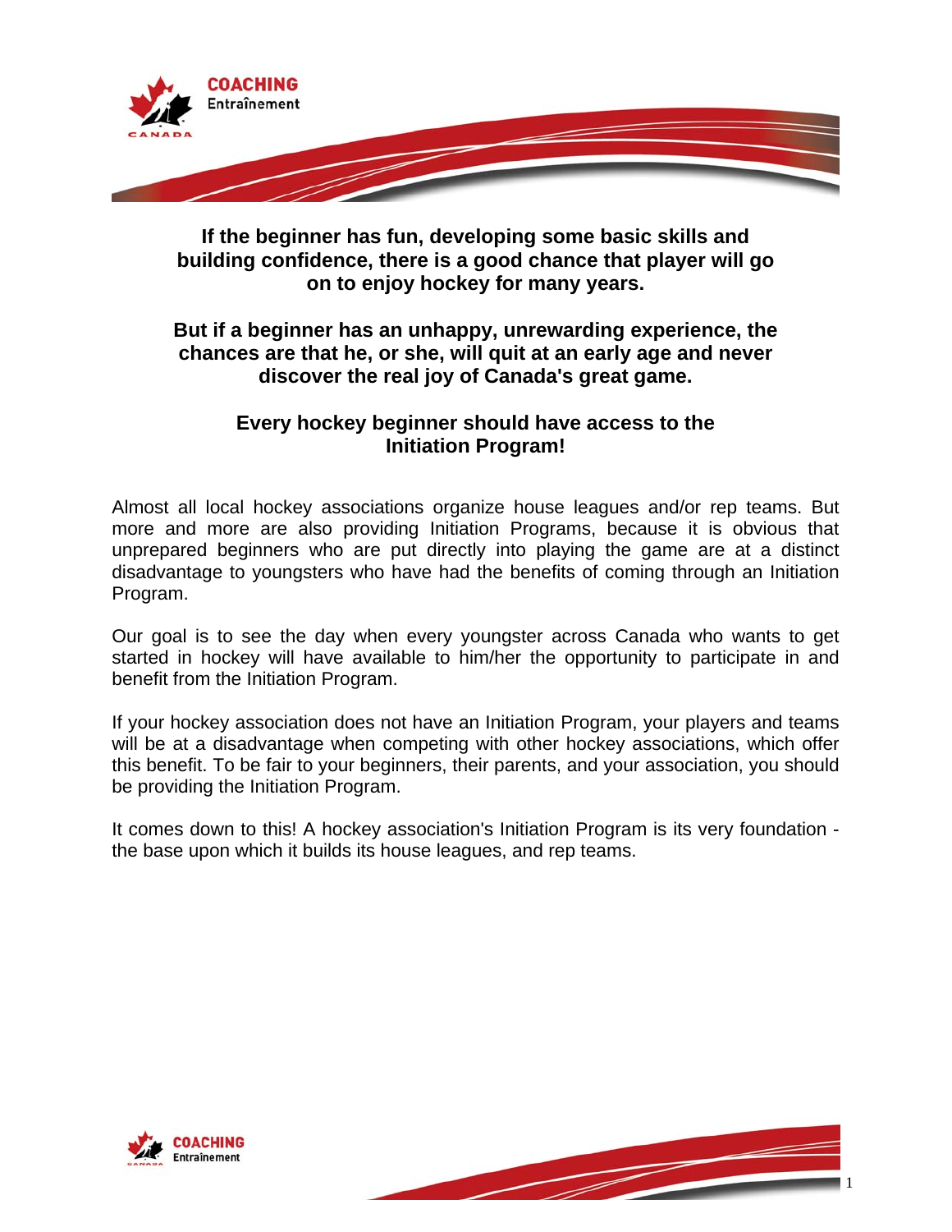**If the beginner has fun, developing some basic skills and building confidence, there is a good chance that player will go on to enjoy hockey for many years.**

**But if a beginner has an unhappy, unrewarding experience, the chances are that he, or she, will quit at an early age and never discover the real joy of Canada's great game.**

**Every hockey beginner should have access to the Initiation Program!**

Almost all local hockey associations organize house leagues and/or rep teams. But more and more are also providing Initiation Programs, because it is obvious that unprepared beginners who are put directly into playing the game are at a distinct disadvantage to youngsters who have had the benefits of coming through an Initiation Program.

Our goal is to see the day when every youngster across Canada who wants to get started in hockey will have available to him/her the opportunity to participate in and benefit from the Initiation Program.

If your hockey association does not have an Initiation Program, your players and teams will be at a disadvantage when competing with other hockey associations, which offer this benefit. To be fair to your beginners, their parents, and your association, you should be providing the Initiation Program.

It comes down to this! A hockey association's Initiation Program is its very foundation - the base upon which it builds its house leagues, and rep teams.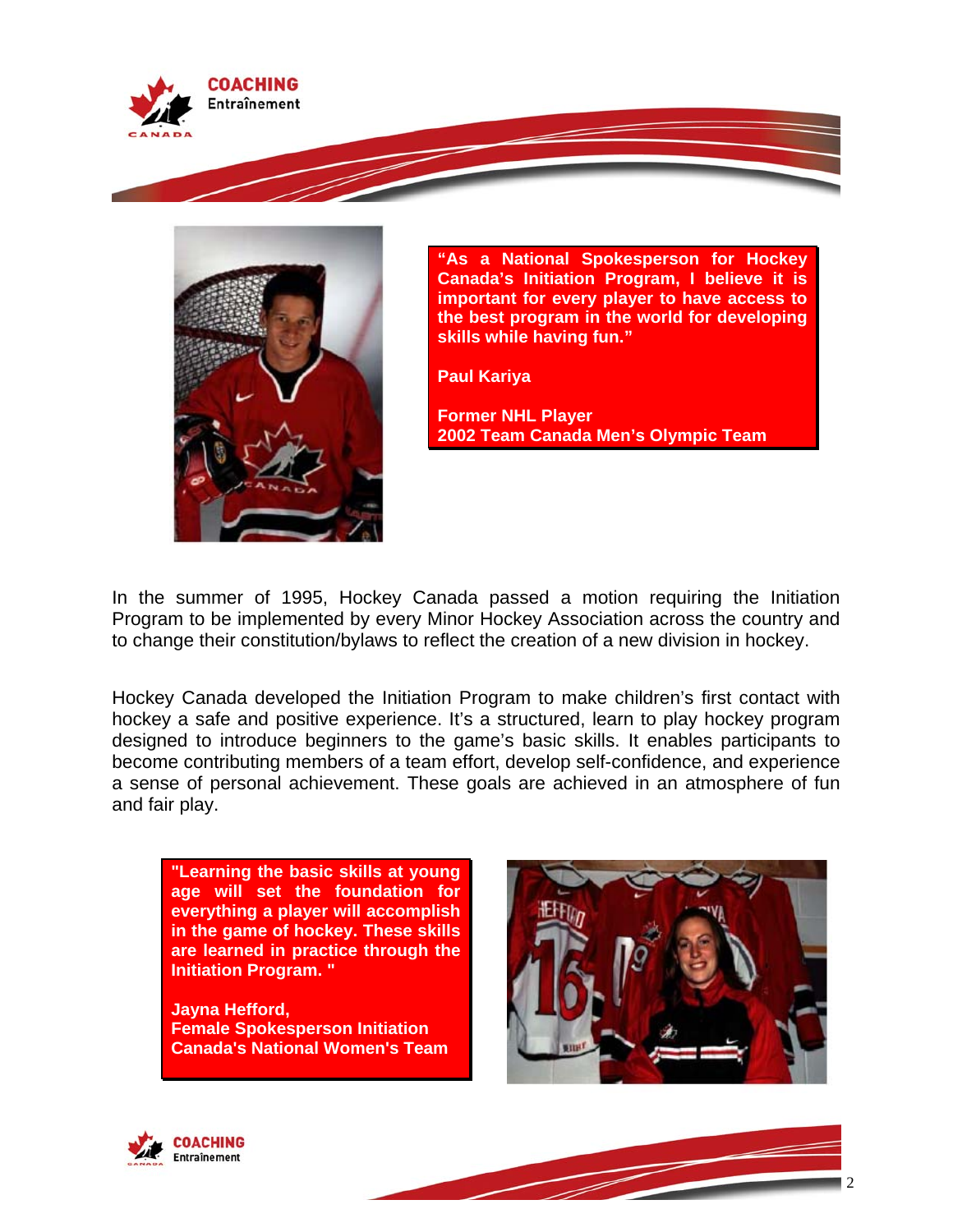**"As a National Spokesperson for Hockey Canada's Initiation Program, I believe it is important for every player to have access to the best program in the world for developing skills while having fun."**

**Paul Kariya**

**Former NHL Player**
**2002 Team Canada Men's Olympic Team**

In the summer of 1995, Hockey Canada passed a motion requiring the Initiation Program to be implemented by every Minor Hockey Association across the country and to change their constitution/bylaws to reflect the creation of a new division in hockey.

Hockey Canada developed the Initiation Program to make children's first contact with hockey a safe and positive experience. It's a structured, learn to play hockey program designed to introduce beginners to the game's basic skills. It enables participants to become contributing members of a team effort, develop self-confidence, and experience a sense of personal achievement. These goals are achieved in an atmosphere of fun and fair play.

**"Learning the basic skills at young age will set the foundation for everything a player will accomplish in the game of hockey. These skills are learned in practice through the Initiation Program. "**

**Jayna Hefford,**
**Female Spokesperson Initiation**
**Canada's National Women's Team**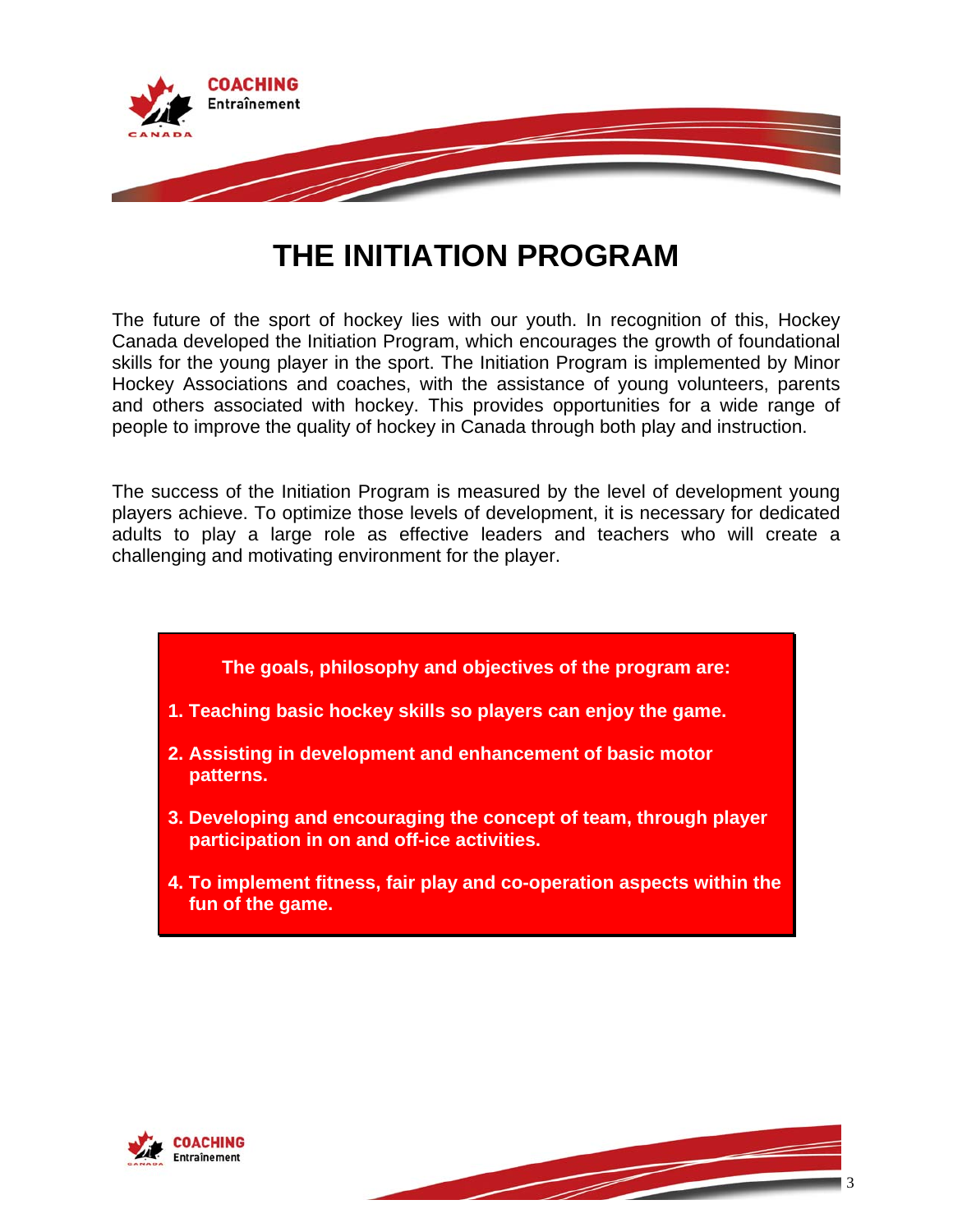# THE INITIATION PROGRAM

The future of the sport of hockey lies with our youth. In recognition of this, Hockey Canada developed the Initiation Program, which encourages the growth of foundational skills for the young player in the sport. The Initiation Program is implemented by Minor Hockey Associations and coaches, with the assistance of young volunteers, parents and others associated with hockey. This provides opportunities for a wide range of people to improve the quality of hockey in Canada through both play and instruction.

The success of the Initiation Program is measured by the level of development young players achieve. To optimize those levels of development, it is necessary for dedicated adults to play a large role as effective leaders and teachers who will create a challenging and motivating environment for the player.

**The goals, philosophy and objectives of the program are:**

1. **Teaching basic hockey skills so players can enjoy the game.**
2. **Assisting in development and enhancement of basic motor patterns.**
3. **Developing and encouraging the concept of team, through player participation in on and off-ice activities.**
4. **To implement fitness, fair play and co-operation aspects within the fun of the game.**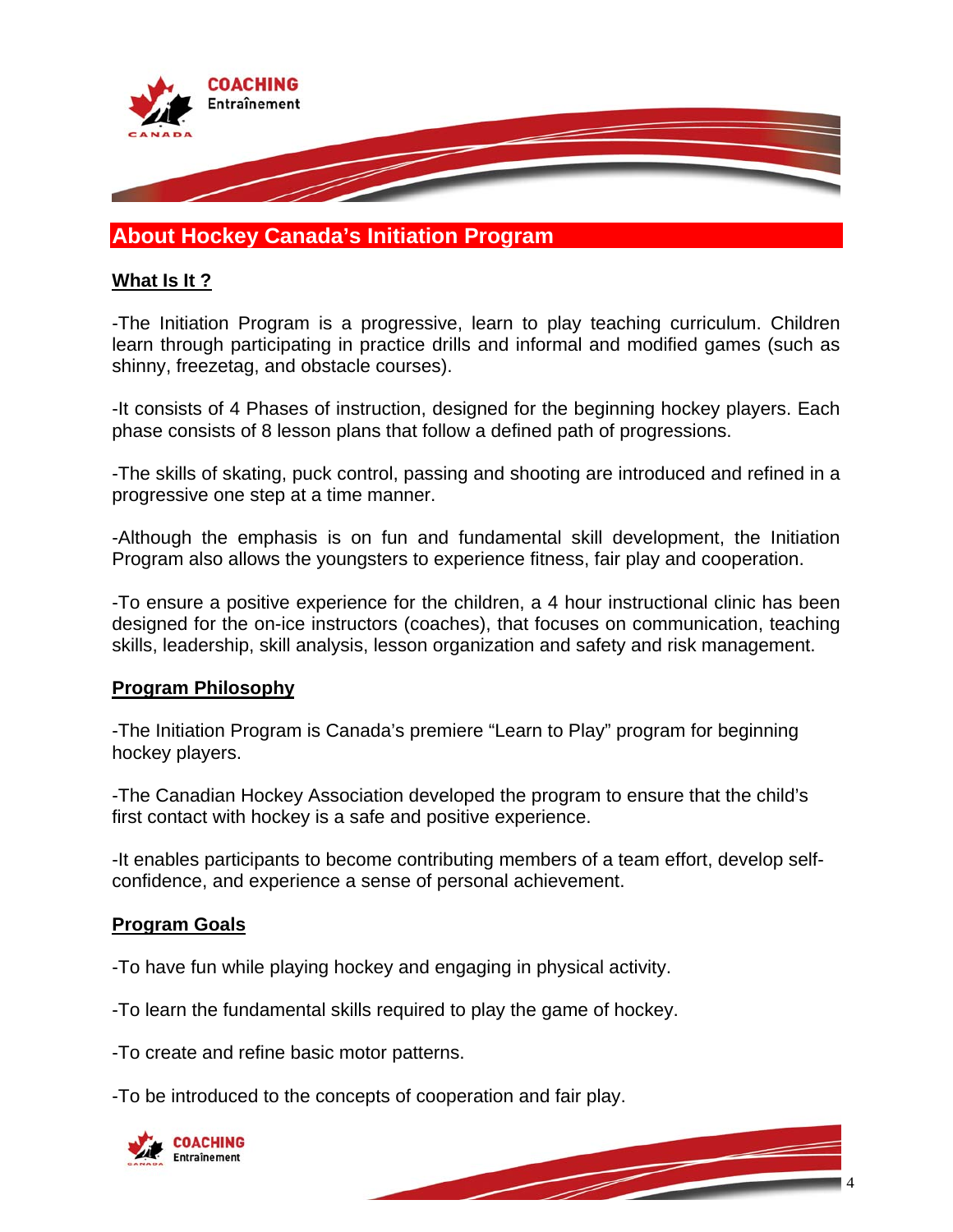## About Hockey Canada's Initiation Program

### What Is It ?

-The Initiation Program is a progressive, learn to play teaching curriculum. Children learn through participating in practice drills and informal and modified games (such as shinny, freezetag, and obstacle courses).

-It consists of 4 Phases of instruction, designed for the beginning hockey players. Each phase consists of 8 lesson plans that follow a defined path of progressions.

-The skills of skating, puck control, passing and shooting are introduced and refined in a progressive one step at a time manner.

-Although the emphasis is on fun and fundamental skill development, the Initiation Program also allows the youngsters to experience fitness, fair play and cooperation.

-To ensure a positive experience for the children, a 4 hour instructional clinic has been designed for the on-ice instructors (coaches), that focuses on communication, teaching skills, leadership, skill analysis, lesson organization and safety and risk management.

### Program Philosophy

-The Initiation Program is Canada's premiere "Learn to Play" program for beginning hockey players.

-The Canadian Hockey Association developed the program to ensure that the child's first contact with hockey is a safe and positive experience.

-It enables participants to become contributing members of a team effort, develop self-confidence, and experience a sense of personal achievement.

### Program Goals

-To have fun while playing hockey and engaging in physical activity.

-To learn the fundamental skills required to play the game of hockey.

-To create and refine basic motor patterns.

-To be introduced to the concepts of cooperation and fair play.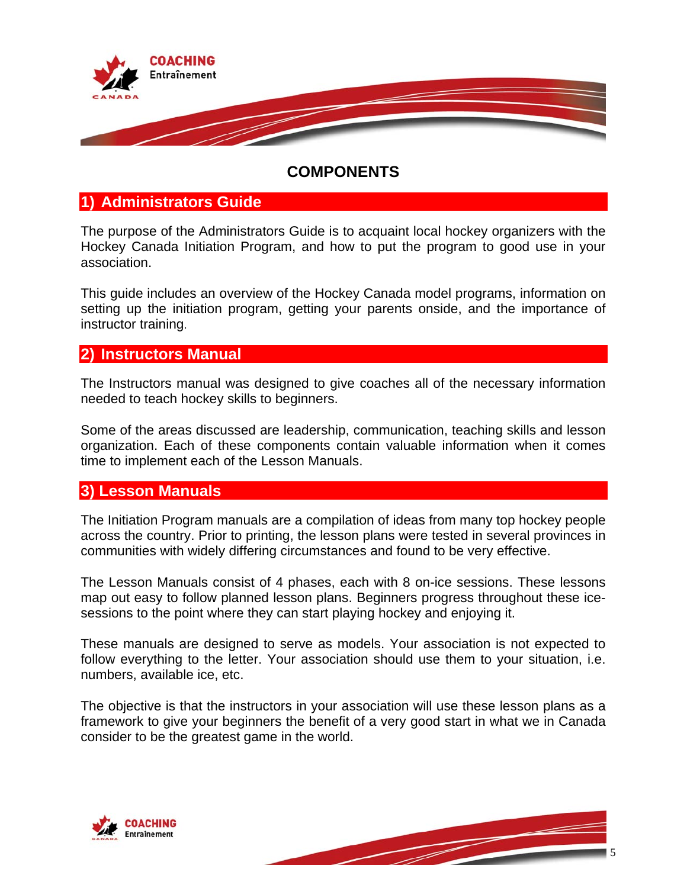# COMPONENTS

## 1) Administrators Guide

The purpose of the Administrators Guide is to acquaint local hockey organizers with the Hockey Canada Initiation Program, and how to put the program to good use in your association.

This guide includes an overview of the Hockey Canada model programs, information on setting up the initiation program, getting your parents onside, and the importance of instructor training.

## 2) Instructors Manual

The Instructors manual was designed to give coaches all of the necessary information needed to teach hockey skills to beginners.

Some of the areas discussed are leadership, communication, teaching skills and lesson organization. Each of these components contain valuable information when it comes time to implement each of the Lesson Manuals.

## 3) Lesson Manuals

The Initiation Program manuals are a compilation of ideas from many top hockey people across the country. Prior to printing, the lesson plans were tested in several provinces in communities with widely differing circumstances and found to be very effective.

The Lesson Manuals consist of 4 phases, each with 8 on-ice sessions. These lessons map out easy to follow planned lesson plans. Beginners progress throughout these ice-sessions to the point where they can start playing hockey and enjoying it.

These manuals are designed to serve as models. Your association is not expected to follow everything to the letter. Your association should use them to your situation, i.e. numbers, available ice, etc.

The objective is that the instructors in your association will use these lesson plans as a framework to give your beginners the benefit of a very good start in what we in Canada consider to be the greatest game in the world.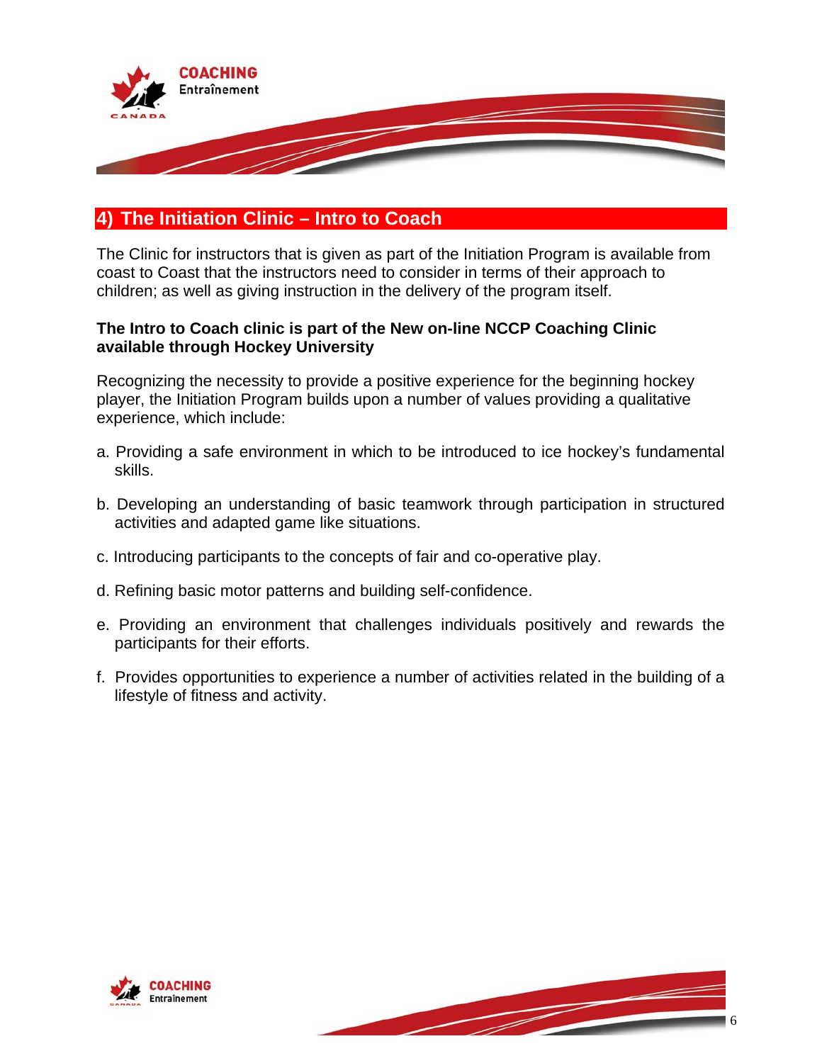## 4) The Initiation Clinic – Intro to Coach

The Clinic for instructors that is given as part of the Initiation Program is available from coast to Coast that the instructors need to consider in terms of their approach to children; as well as giving instruction in the delivery of the program itself.

**The Intro to Coach clinic is part of the New on-line NCCP Coaching Clinic available through Hockey University**

Recognizing the necessity to provide a positive experience for the beginning hockey player, the Initiation Program builds upon a number of values providing a qualitative experience, which include:

a. Providing a safe environment in which to be introduced to ice hockey's fundamental skills.

b. Developing an understanding of basic teamwork through participation in structured activities and adapted game like situations.

c. Introducing participants to the concepts of fair and co-operative play.

d. Refining basic motor patterns and building self-confidence.

e. Providing an environment that challenges individuals positively and rewards the participants for their efforts.

f. Provides opportunities to experience a number of activities related in the building of a lifestyle of fitness and activity.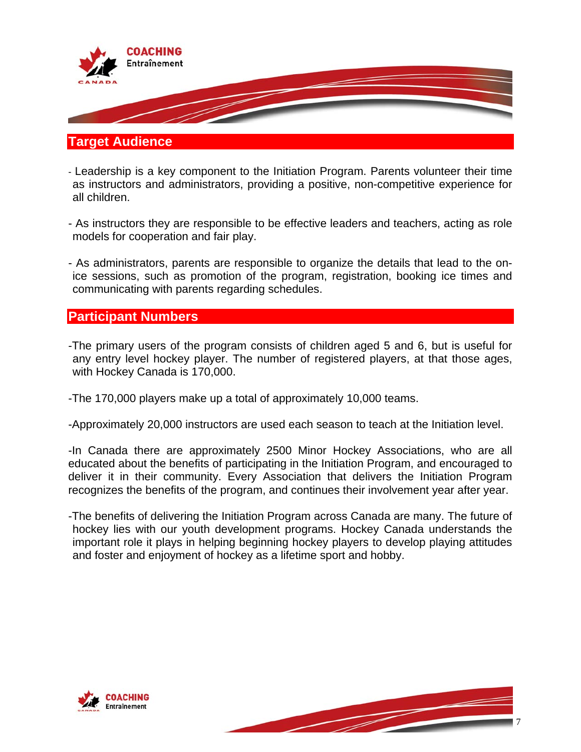## Target Audience

- Leadership is a key component to the Initiation Program. Parents volunteer their time as instructors and administrators, providing a positive, non-competitive experience for all children.

- As instructors they are responsible to be effective leaders and teachers, acting as role models for cooperation and fair play.

- As administrators, parents are responsible to organize the details that lead to the on-ice sessions, such as promotion of the program, registration, booking ice times and communicating with parents regarding schedules.

## Participant Numbers

-The primary users of the program consists of children aged 5 and 6, but is useful for any entry level hockey player. The number of registered players, at that those ages, with Hockey Canada is 170,000.

-The 170,000 players make up a total of approximately 10,000 teams.

-Approximately 20,000 instructors are used each season to teach at the Initiation level.

-In Canada there are approximately 2500 Minor Hockey Associations, who are all educated about the benefits of participating in the Initiation Program, and encouraged to deliver it in their community. Every Association that delivers the Initiation Program recognizes the benefits of the program, and continues their involvement year after year.

-The benefits of delivering the Initiation Program across Canada are many. The future of hockey lies with our youth development programs. Hockey Canada understands the important role it plays in helping beginning hockey players to develop playing attitudes and foster and enjoyment of hockey as a lifetime sport and hobby.